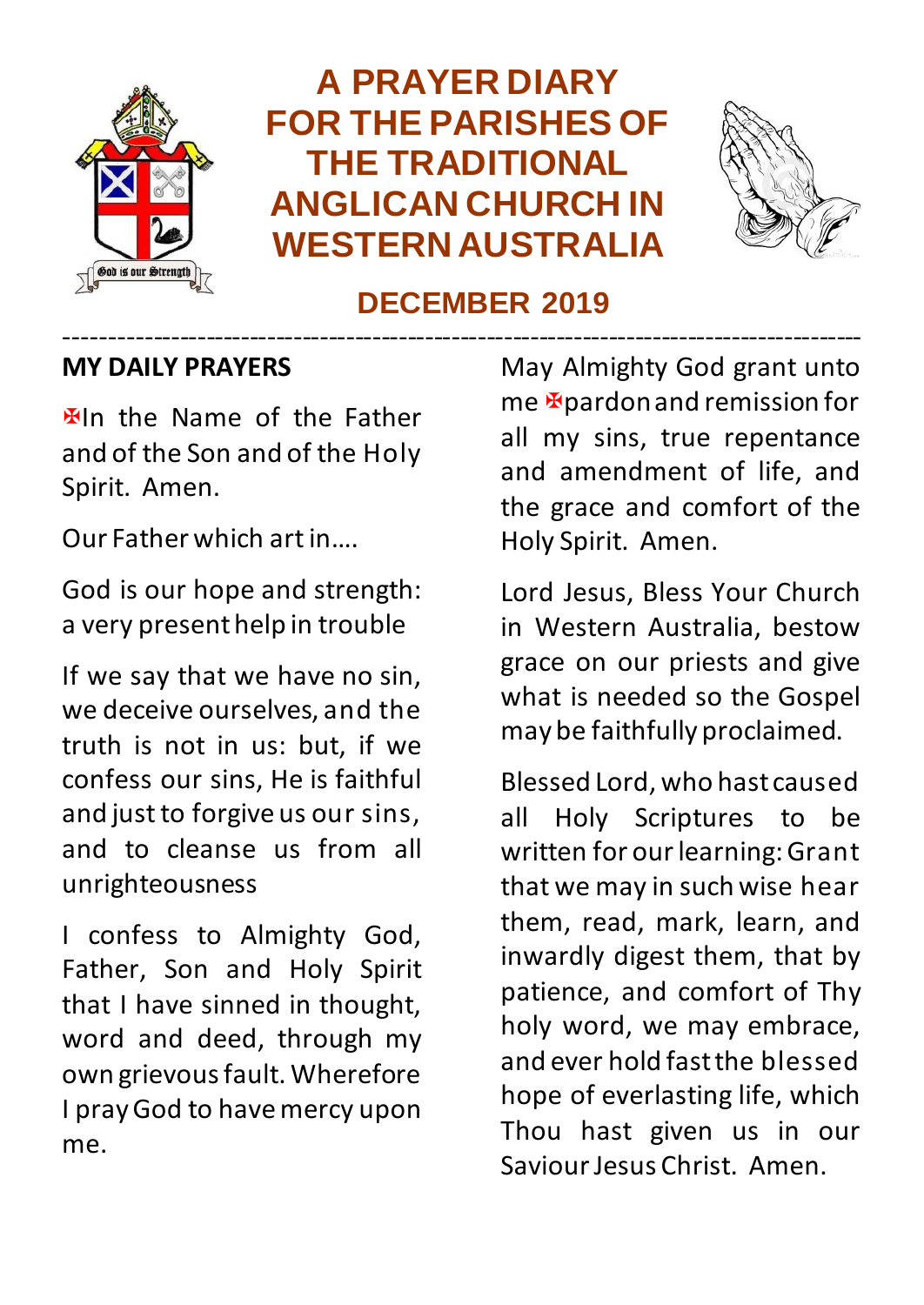# A PRAYER DIARY FOR THE PARISHES OF THE TRADITIONAL ANGLICAN CHURCH IN WESTERN AUSTRALIA

## DECEMBER 2019

---

### MY DAILY PRAYERS

✠In the Name of the Father and of the Son and of the Holy Spirit. Amen.

Our Father which art in….

God is our hope and strength: a very present help in trouble

If we say that we have no sin, we deceive ourselves, and the truth is not in us: but, if we confess our sins, He is faithful and just to forgive us our sins, and to cleanse us from all unrighteousness

I confess to Almighty God, Father, Son and Holy Spirit that I have sinned in thought, word and deed, through my own grievous fault. Wherefore I pray God to have mercy upon me.

May Almighty God grant unto me ✠pardon and remission for all my sins, true repentance and amendment of life, and the grace and comfort of the Holy Spirit. Amen.

Lord Jesus, Bless Your Church in Western Australia, bestow grace on our priests and give what is needed so the Gospel may be faithfully proclaimed.

Blessed Lord, who hast caused all Holy Scriptures to be written for our learning: Grant that we may in such wise hear them, read, mark, learn, and inwardly digest them, that by patience, and comfort of Thy holy word, we may embrace, and ever hold fast the blessed hope of everlasting life, which Thou hast given us in our Saviour Jesus Christ. Amen.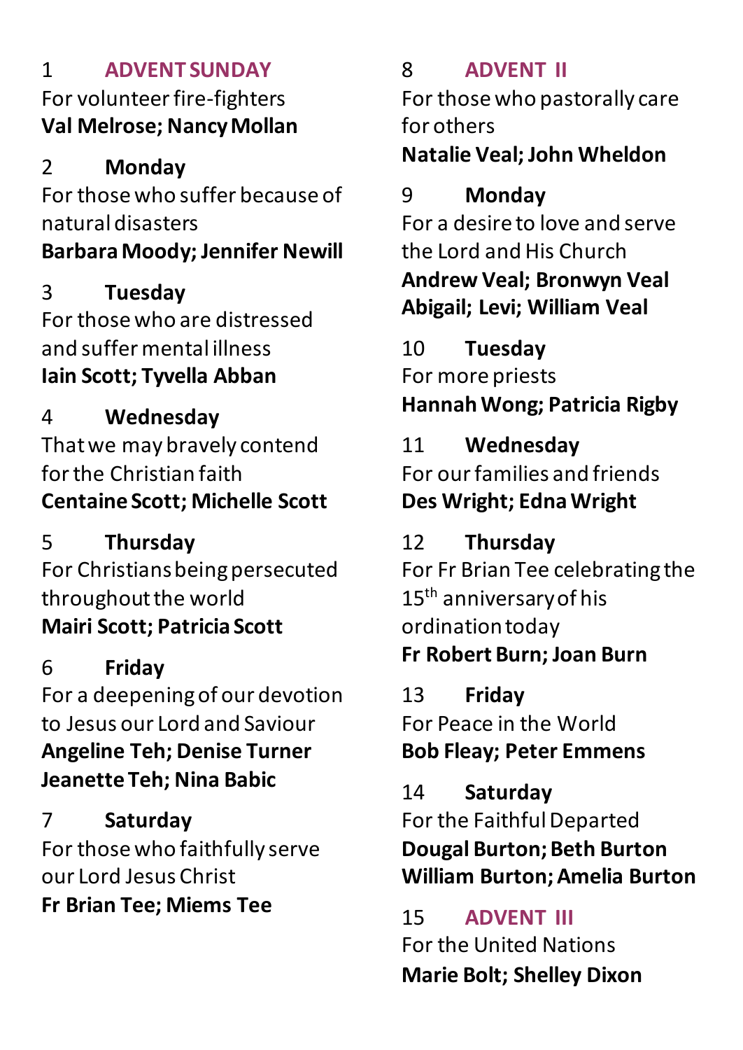1 **ADVENT SUNDAY**
For volunteer fire-fighters
**Val Melrose; Nancy Mollan**

2 **Monday**
For those who suffer because of natural disasters
**Barbara Moody; Jennifer Newill**

3 **Tuesday**
For those who are distressed and suffer mental illness
**Iain Scott; Tyvella Abban**

4 **Wednesday**
That we may bravely contend for the Christian faith
**Centaine Scott; Michelle Scott**

5 **Thursday**
For Christians being persecuted throughout the world
**Mairi Scott; Patricia Scott**

6 **Friday**
For a deepening of our devotion to Jesus our Lord and Saviour
**Angeline Teh; Denise Turner**
**Jeanette Teh; Nina Babic**

7 **Saturday**
For those who faithfully serve our Lord Jesus Christ
**Fr Brian Tee; Miems Tee**

8 **ADVENT II**
For those who pastorally care for others
**Natalie Veal; John Wheldon**

9 **Monday**
For a desire to love and serve the Lord and His Church
**Andrew Veal; Bronwyn Veal**
**Abigail; Levi; William Veal**

10 **Tuesday**
For more priests
**Hannah Wong; Patricia Rigby**

11 **Wednesday**
For our families and friends
**Des Wright; Edna Wright**

12 **Thursday**
For Fr Brian Tee celebrating the 15th anniversary of his ordination today
**Fr Robert Burn; Joan Burn**

13 **Friday**
For Peace in the World
**Bob Fleay; Peter Emmens**

14 **Saturday**
For the Faithful Departed
**Dougal Burton; Beth Burton**
**William Burton; Amelia Burton**

15 **ADVENT III**
For the United Nations
**Marie Bolt; Shelley Dixon**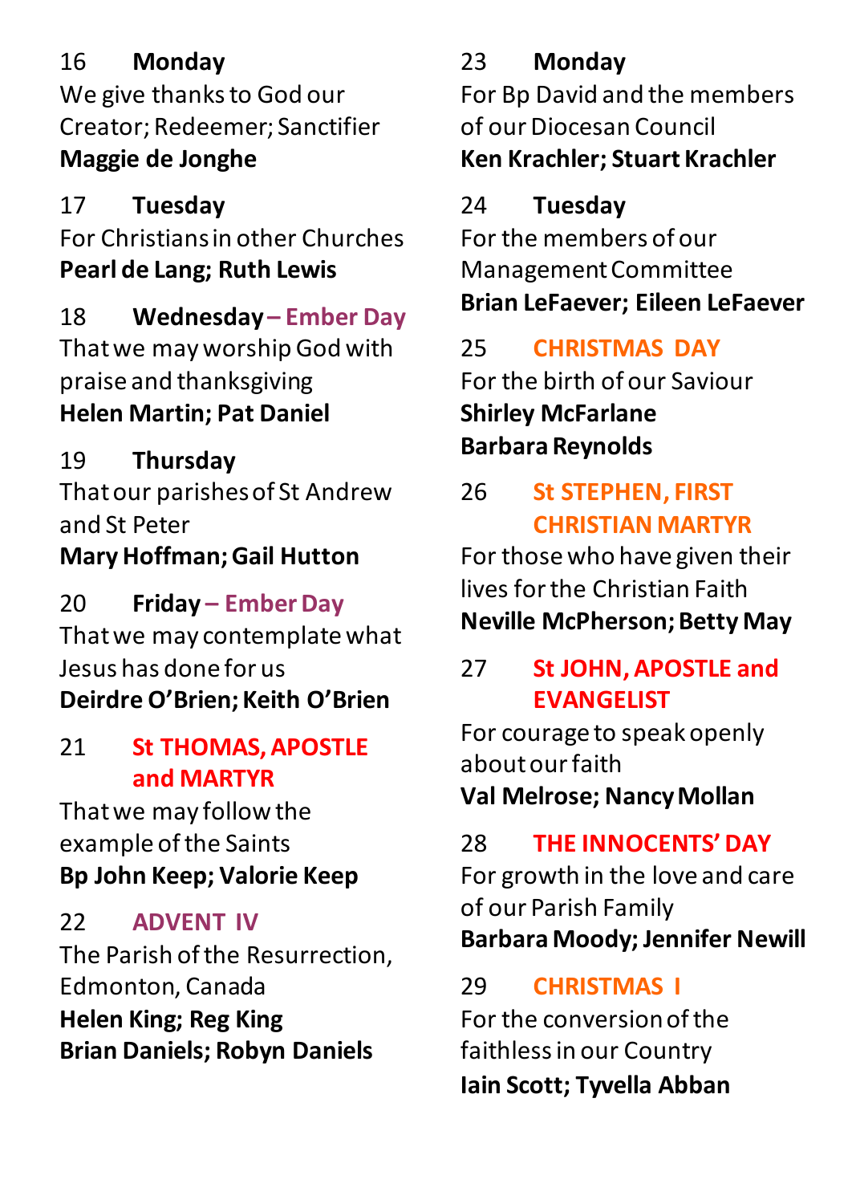16 **Monday**
We give thanks to God our Creator; Redeemer; Sanctifier
**Maggie de Jonghe**

17 **Tuesday**
For Christians in other Churches
**Pearl de Lang; Ruth Lewis**

18 **Wednesday – Ember Day**
That we may worship God with praise and thanksgiving
**Helen Martin; Pat Daniel**

19 **Thursday**
That our parishes of St Andrew and St Peter
**Mary Hoffman; Gail Hutton**

20 **Friday – Ember Day**
That we may contemplate what Jesus has done for us
**Deirdre O'Brien; Keith O'Brien**

21 **St THOMAS, APOSTLE and MARTYR**
That we may follow the example of the Saints
**Bp John Keep; Valorie Keep**

22 **ADVENT IV**
The Parish of the Resurrection, Edmonton, Canada
**Helen King; Reg King**
**Brian Daniels; Robyn Daniels**

23 **Monday**
For Bp David and the members of our Diocesan Council
**Ken Krachler; Stuart Krachler**

24 **Tuesday**
For the members of our Management Committee
**Brian LeFaever; Eileen LeFaever**

25 **CHRISTMAS DAY**
For the birth of our Saviour
**Shirley McFarlane**
**Barbara Reynolds**

26 **St STEPHEN, FIRST CHRISTIAN MARTYR**
For those who have given their lives for the Christian Faith
**Neville McPherson; Betty May**

27 **St JOHN, APOSTLE and EVANGELIST**
For courage to speak openly about our faith
**Val Melrose; Nancy Mollan**

28 **THE INNOCENTS' DAY**
For growth in the love and care of our Parish Family
**Barbara Moody; Jennifer Newill**

29 **CHRISTMAS I**
For the conversion of the faithless in our Country
**Iain Scott; Tyvella Abban**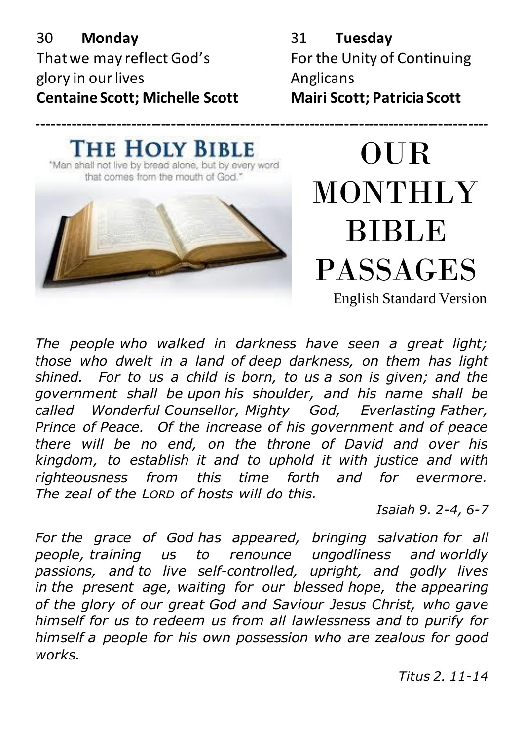30 **Monday**
That we may reflect God's glory in our lives
**Centaine Scott; Michelle Scott**

31 **Tuesday**
For the Unity of Continuing Anglicans
**Mairi Scott; Patricia Scott**

---

THE HOLY BIBLE
"Man shall not live by bread alone, but by every word that comes from the mouth of God."

# OUR MONTHLY BIBLE PASSAGES

English Standard Version

*The people who walked in darkness have seen a great light; those who dwelt in a land of deep darkness, on them has light shined. For to us a child is born, to us a son is given; and the government shall be upon his shoulder, and his name shall be called Wonderful Counsellor, Mighty God, Everlasting Father, Prince of Peace. Of the increase of his government and of peace there will be no end, on the throne of David and over his kingdom, to establish it and to uphold it with justice and with righteousness from this time forth and for evermore. The zeal of the LORD of hosts will do this.*

*Isaiah 9. 2-4, 6-7*

*For the grace of God has appeared, bringing salvation for all people, training us to renounce ungodliness and worldly passions, and to live self-controlled, upright, and godly lives in the present age, waiting for our blessed hope, the appearing of the glory of our great God and Saviour Jesus Christ, who gave himself for us to redeem us from all lawlessness and to purify for himself a people for his own possession who are zealous for good works.*

*Titus 2. 11-14*